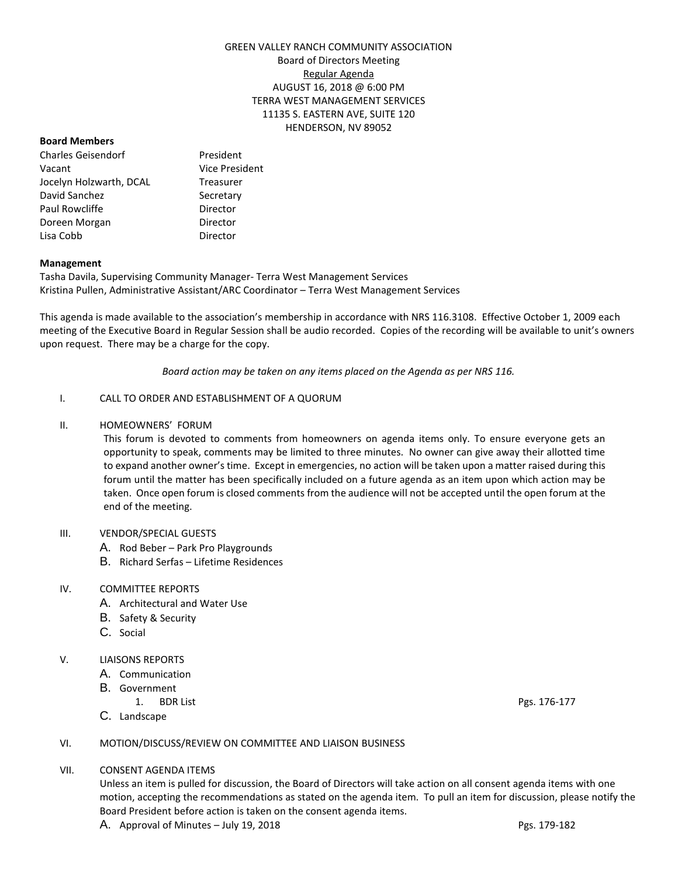GREEN VALLEY RANCH COMMUNITY ASSOCIATION
Board of Directors Meeting
Regular Agenda
AUGUST 16, 2018 @ 6:00 PM
TERRA WEST MANAGEMENT SERVICES
11135 S. EASTERN AVE, SUITE 120
HENDERSON, NV 89052

**Board Members**

| | |
|---|---|
| Charles Geisendorf | President |
| Vacant | Vice President |
| Jocelyn Holzwarth, DCAL | Treasurer |
| David Sanchez | Secretary |
| Paul Rowcliffe | Director |
| Doreen Morgan | Director |
| Lisa Cobb | Director |

**Management**

Tasha Davila, Supervising Community Manager- Terra West Management Services
Kristina Pullen, Administrative Assistant/ARC Coordinator – Terra West Management Services

This agenda is made available to the association's membership in accordance with NRS 116.3108. Effective October 1, 2009 each meeting of the Executive Board in Regular Session shall be audio recorded. Copies of the recording will be available to unit's owners upon request. There may be a charge for the copy.

*Board action may be taken on any items placed on the Agenda as per NRS 116.*

I. CALL TO ORDER AND ESTABLISHMENT OF A QUORUM

II. HOMEOWNERS' FORUM
This forum is devoted to comments from homeowners on agenda items only. To ensure everyone gets an opportunity to speak, comments may be limited to three minutes. No owner can give away their allotted time to expand another owner's time. Except in emergencies, no action will be taken upon a matter raised during this forum until the matter has been specifically included on a future agenda as an item upon which action may be taken. Once open forum is closed comments from the audience will not be accepted until the open forum at the end of the meeting.

III. VENDOR/SPECIAL GUESTS
- A. Rod Beber – Park Pro Playgrounds
- B. Richard Serfas – Lifetime Residences

IV. COMMITTEE REPORTS
- A. Architectural and Water Use
- B. Safety & Security
- C. Social

V. LIAISONS REPORTS
- A. Communication
- B. Government
  1. BDR List — Pgs. 176-177
- C. Landscape

VI. MOTION/DISCUSS/REVIEW ON COMMITTEE AND LIAISON BUSINESS

VII. CONSENT AGENDA ITEMS
Unless an item is pulled for discussion, the Board of Directors will take action on all consent agenda items with one motion, accepting the recommendations as stated on the agenda item. To pull an item for discussion, please notify the Board President before action is taken on the consent agenda items.
- A. Approval of Minutes – July 19, 2018 — Pgs. 179-182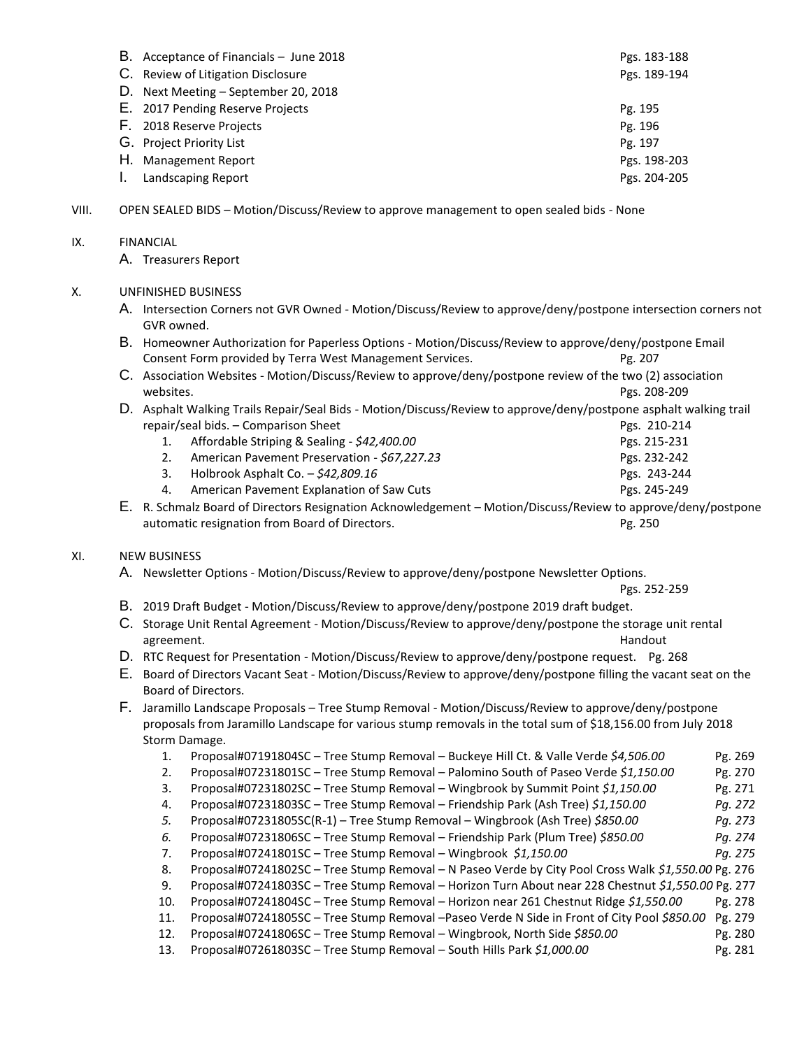B. Acceptance of Financials – June 2018 Pgs. 183-188
C. Review of Litigation Disclosure Pgs. 189-194
D. Next Meeting – September 20, 2018
E. 2017 Pending Reserve Projects Pg. 195
F. 2018 Reserve Projects Pg. 196
G. Project Priority List Pg. 197
H. Management Report Pgs. 198-203
I. Landscaping Report Pgs. 204-205

VIII. OPEN SEALED BIDS – Motion/Discuss/Review to approve management to open sealed bids - None

IX. FINANCIAL

A. Treasurers Report

X. UNFINISHED BUSINESS

A. Intersection Corners not GVR Owned - Motion/Discuss/Review to approve/deny/postpone intersection corners not GVR owned.
B. Homeowner Authorization for Paperless Options - Motion/Discuss/Review to approve/deny/postpone Email Consent Form provided by Terra West Management Services. Pg. 207
C. Association Websites - Motion/Discuss/Review to approve/deny/postpone review of the two (2) association websites. Pgs. 208-209
D. Asphalt Walking Trails Repair/Seal Bids - Motion/Discuss/Review to approve/deny/postpone asphalt walking trail repair/seal bids. – Comparison Sheet Pgs. 210-214
   1. Affordable Striping & Sealing - *$42,400.00* Pgs. 215-231
   2. American Pavement Preservation - *$67,227.23* Pgs. 232-242
   3. Holbrook Asphalt Co. – *$42,809.16* Pgs. 243-244
   4. American Pavement Explanation of Saw Cuts Pgs. 245-249
E. R. Schmalz Board of Directors Resignation Acknowledgement – Motion/Discuss/Review to approve/deny/postpone automatic resignation from Board of Directors. Pg. 250

XI. NEW BUSINESS

A. Newsletter Options - Motion/Discuss/Review to approve/deny/postpone Newsletter Options. Pgs. 252-259
B. 2019 Draft Budget - Motion/Discuss/Review to approve/deny/postpone 2019 draft budget.
C. Storage Unit Rental Agreement - Motion/Discuss/Review to approve/deny/postpone the storage unit rental agreement. Handout
D. RTC Request for Presentation - Motion/Discuss/Review to approve/deny/postpone request. Pg. 268
E. Board of Directors Vacant Seat - Motion/Discuss/Review to approve/deny/postpone filling the vacant seat on the Board of Directors.
F. Jaramillo Landscape Proposals – Tree Stump Removal - Motion/Discuss/Review to approve/deny/postpone proposals from Jaramillo Landscape for various stump removals in the total sum of $18,156.00 from July 2018 Storm Damage.
   1. Proposal#07191804SC – Tree Stump Removal – Buckeye Hill Ct. & Valle Verde *$4,506.00* Pg. 269
   2. Proposal#07231801SC – Tree Stump Removal – Palomino South of Paseo Verde *$1,150.00* Pg. 270
   3. Proposal#07231802SC – Tree Stump Removal – Wingbrook by Summit Point *$1,150.00* Pg. 271
   4. Proposal#07231803SC – Tree Stump Removal – Friendship Park (Ash Tree) *$1,150.00* *Pg. 272*
   5. Proposal#07231805SC(R-1) – Tree Stump Removal – Wingbrook (Ash Tree) *$850.00* *Pg. 273*
   6. Proposal#07231806SC – Tree Stump Removal – Friendship Park (Plum Tree) *$850.00* *Pg. 274*
   7. Proposal#07241801SC – Tree Stump Removal – Wingbrook *$1,150.00* *Pg. 275*
   8. Proposal#07241802SC – Tree Stump Removal – N Paseo Verde by City Pool Cross Walk *$1,550.00* Pg. 276
   9. Proposal#07241803SC – Tree Stump Removal – Horizon Turn About near 228 Chestnut *$1,550.00* Pg. 277
   10. Proposal#07241804SC – Tree Stump Removal – Horizon near 261 Chestnut Ridge *$1,550.00* Pg. 278
   11. Proposal#07241805SC – Tree Stump Removal –Paseo Verde N Side in Front of City Pool *$850.00* Pg. 279
   12. Proposal#07241806SC – Tree Stump Removal – Wingbrook, North Side *$850.00* Pg. 280
   13. Proposal#07261803SC – Tree Stump Removal – South Hills Park *$1,000.00* Pg. 281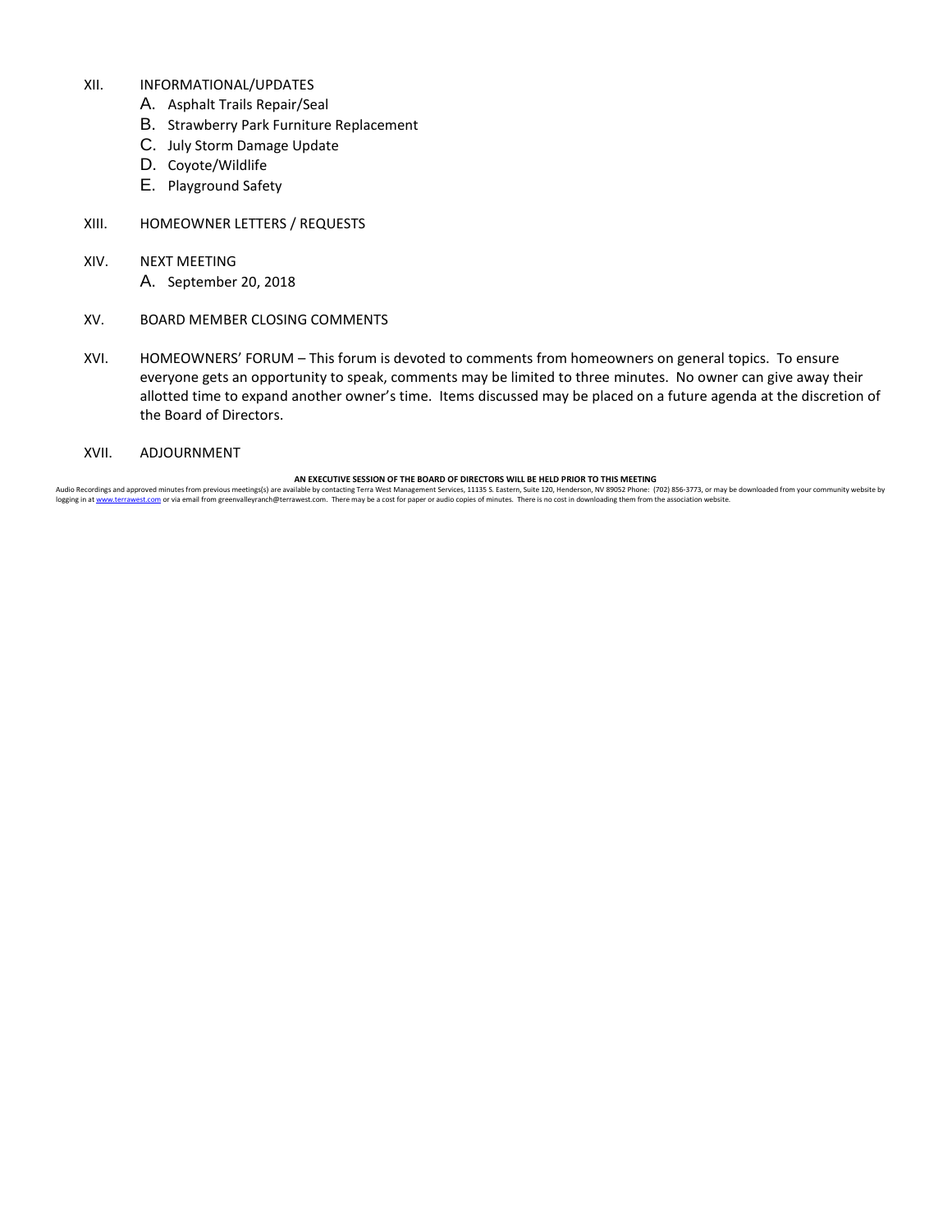XII. INFORMATIONAL/UPDATES

A. Asphalt Trails Repair/Seal
B. Strawberry Park Furniture Replacement
C. July Storm Damage Update
D. Coyote/Wildlife
E. Playground Safety

XIII. HOMEOWNER LETTERS / REQUESTS

XIV. NEXT MEETING

A. September 20, 2018

XV. BOARD MEMBER CLOSING COMMENTS

XVI. HOMEOWNERS' FORUM – This forum is devoted to comments from homeowners on general topics. To ensure everyone gets an opportunity to speak, comments may be limited to three minutes. No owner can give away their allotted time to expand another owner's time. Items discussed may be placed on a future agenda at the discretion of the Board of Directors.

XVII. ADJOURNMENT

**AN EXECUTIVE SESSION OF THE BOARD OF DIRECTORS WILL BE HELD PRIOR TO THIS MEETING**

Audio Recordings and approved minutes from previous meetings(s) are available by contacting Terra West Management Services, 11135 S. Eastern, Suite 120, Henderson, NV 89052 Phone: (702) 856-3773, or may be downloaded from your community website by logging in at www.terrawest.com or via email from greenvalleyranch@terrawest.com. There may be a cost for paper or audio copies of minutes. There is no cost in downloading them from the association website.